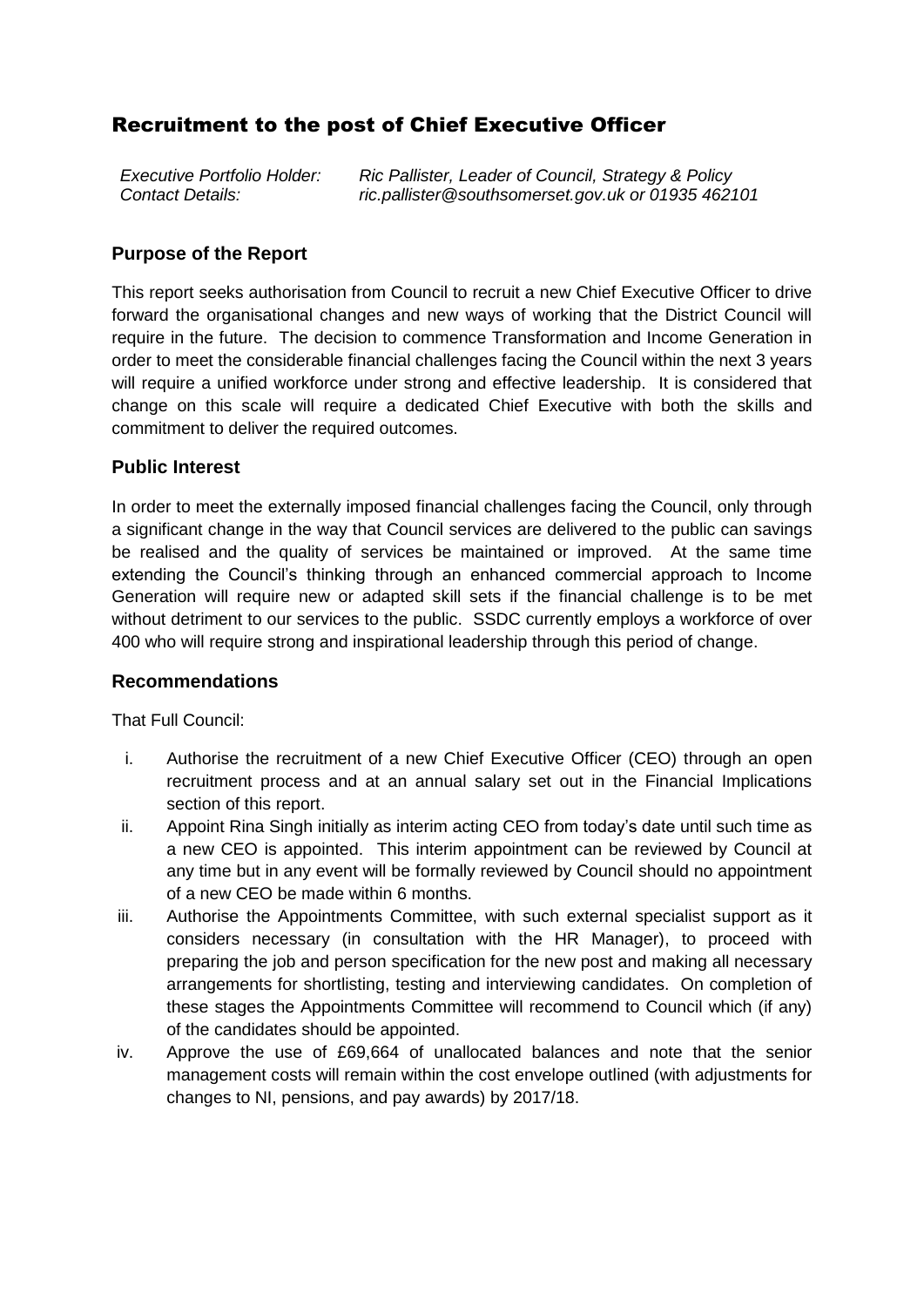# Recruitment to the post of Chief Executive Officer

*Executive Portfolio Holder:* *Ric Pallister, Leader of Council, Strategy & Policy*
*Contact Details:* *ric.pallister@southsomerset.gov.uk or 01935 462101*

## Purpose of the Report

This report seeks authorisation from Council to recruit a new Chief Executive Officer to drive forward the organisational changes and new ways of working that the District Council will require in the future. The decision to commence Transformation and Income Generation in order to meet the considerable financial challenges facing the Council within the next 3 years will require a unified workforce under strong and effective leadership. It is considered that change on this scale will require a dedicated Chief Executive with both the skills and commitment to deliver the required outcomes.

## Public Interest

In order to meet the externally imposed financial challenges facing the Council, only through a significant change in the way that Council services are delivered to the public can savings be realised and the quality of services be maintained or improved. At the same time extending the Council's thinking through an enhanced commercial approach to Income Generation will require new or adapted skill sets if the financial challenge is to be met without detriment to our services to the public. SSDC currently employs a workforce of over 400 who will require strong and inspirational leadership through this period of change.

## Recommendations

That Full Council:

i. Authorise the recruitment of a new Chief Executive Officer (CEO) through an open recruitment process and at an annual salary set out in the Financial Implications section of this report.

ii. Appoint Rina Singh initially as interim acting CEO from today's date until such time as a new CEO is appointed. This interim appointment can be reviewed by Council at any time but in any event will be formally reviewed by Council should no appointment of a new CEO be made within 6 months.

iii. Authorise the Appointments Committee, with such external specialist support as it considers necessary (in consultation with the HR Manager), to proceed with preparing the job and person specification for the new post and making all necessary arrangements for shortlisting, testing and interviewing candidates. On completion of these stages the Appointments Committee will recommend to Council which (if any) of the candidates should be appointed.

iv. Approve the use of £69,664 of unallocated balances and note that the senior management costs will remain within the cost envelope outlined (with adjustments for changes to NI, pensions, and pay awards) by 2017/18.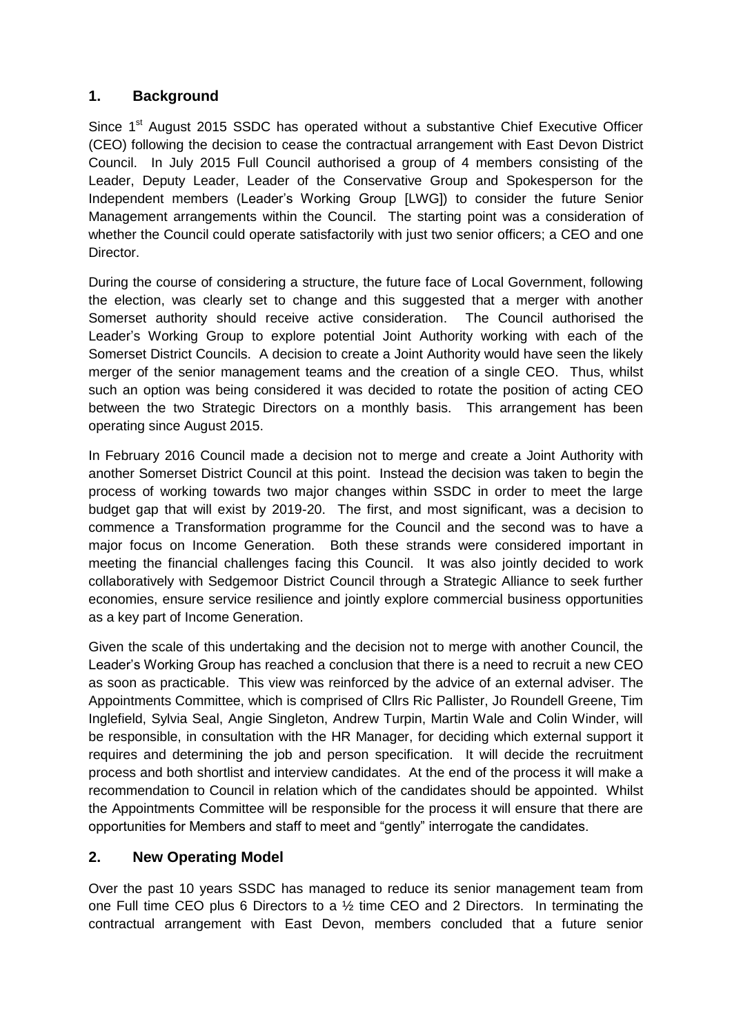## 1. Background

Since 1st August 2015 SSDC has operated without a substantive Chief Executive Officer (CEO) following the decision to cease the contractual arrangement with East Devon District Council. In July 2015 Full Council authorised a group of 4 members consisting of the Leader, Deputy Leader, Leader of the Conservative Group and Spokesperson for the Independent members (Leader's Working Group [LWG]) to consider the future Senior Management arrangements within the Council. The starting point was a consideration of whether the Council could operate satisfactorily with just two senior officers; a CEO and one Director.

During the course of considering a structure, the future face of Local Government, following the election, was clearly set to change and this suggested that a merger with another Somerset authority should receive active consideration. The Council authorised the Leader's Working Group to explore potential Joint Authority working with each of the Somerset District Councils. A decision to create a Joint Authority would have seen the likely merger of the senior management teams and the creation of a single CEO. Thus, whilst such an option was being considered it was decided to rotate the position of acting CEO between the two Strategic Directors on a monthly basis. This arrangement has been operating since August 2015.

In February 2016 Council made a decision not to merge and create a Joint Authority with another Somerset District Council at this point. Instead the decision was taken to begin the process of working towards two major changes within SSDC in order to meet the large budget gap that will exist by 2019-20. The first, and most significant, was a decision to commence a Transformation programme for the Council and the second was to have a major focus on Income Generation. Both these strands were considered important in meeting the financial challenges facing this Council. It was also jointly decided to work collaboratively with Sedgemoor District Council through a Strategic Alliance to seek further economies, ensure service resilience and jointly explore commercial business opportunities as a key part of Income Generation.

Given the scale of this undertaking and the decision not to merge with another Council, the Leader's Working Group has reached a conclusion that there is a need to recruit a new CEO as soon as practicable. This view was reinforced by the advice of an external adviser. The Appointments Committee, which is comprised of Cllrs Ric Pallister, Jo Roundell Greene, Tim Inglefield, Sylvia Seal, Angie Singleton, Andrew Turpin, Martin Wale and Colin Winder, will be responsible, in consultation with the HR Manager, for deciding which external support it requires and determining the job and person specification. It will decide the recruitment process and both shortlist and interview candidates. At the end of the process it will make a recommendation to Council in relation which of the candidates should be appointed. Whilst the Appointments Committee will be responsible for the process it will ensure that there are opportunities for Members and staff to meet and "gently" interrogate the candidates.

## 2. New Operating Model

Over the past 10 years SSDC has managed to reduce its senior management team from one Full time CEO plus 6 Directors to a ½ time CEO and 2 Directors. In terminating the contractual arrangement with East Devon, members concluded that a future senior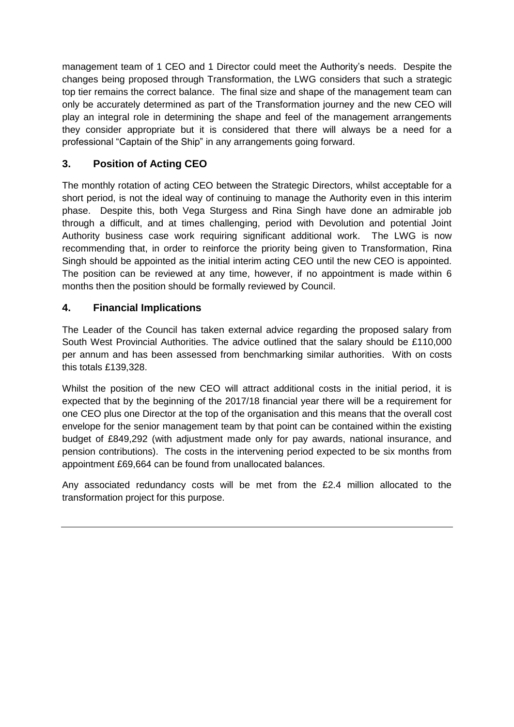management team of 1 CEO and 1 Director could meet the Authority's needs. Despite the changes being proposed through Transformation, the LWG considers that such a strategic top tier remains the correct balance. The final size and shape of the management team can only be accurately determined as part of the Transformation journey and the new CEO will play an integral role in determining the shape and feel of the management arrangements they consider appropriate but it is considered that there will always be a need for a professional "Captain of the Ship" in any arrangements going forward.

## 3. Position of Acting CEO

The monthly rotation of acting CEO between the Strategic Directors, whilst acceptable for a short period, is not the ideal way of continuing to manage the Authority even in this interim phase. Despite this, both Vega Sturgess and Rina Singh have done an admirable job through a difficult, and at times challenging, period with Devolution and potential Joint Authority business case work requiring significant additional work. The LWG is now recommending that, in order to reinforce the priority being given to Transformation, Rina Singh should be appointed as the initial interim acting CEO until the new CEO is appointed. The position can be reviewed at any time, however, if no appointment is made within 6 months then the position should be formally reviewed by Council.

## 4. Financial Implications

The Leader of the Council has taken external advice regarding the proposed salary from South West Provincial Authorities. The advice outlined that the salary should be £110,000 per annum and has been assessed from benchmarking similar authorities. With on costs this totals £139,328.

Whilst the position of the new CEO will attract additional costs in the initial period, it is expected that by the beginning of the 2017/18 financial year there will be a requirement for one CEO plus one Director at the top of the organisation and this means that the overall cost envelope for the senior management team by that point can be contained within the existing budget of £849,292 (with adjustment made only for pay awards, national insurance, and pension contributions). The costs in the intervening period expected to be six months from appointment £69,664 can be found from unallocated balances.

Any associated redundancy costs will be met from the £2.4 million allocated to the transformation project for this purpose.

---